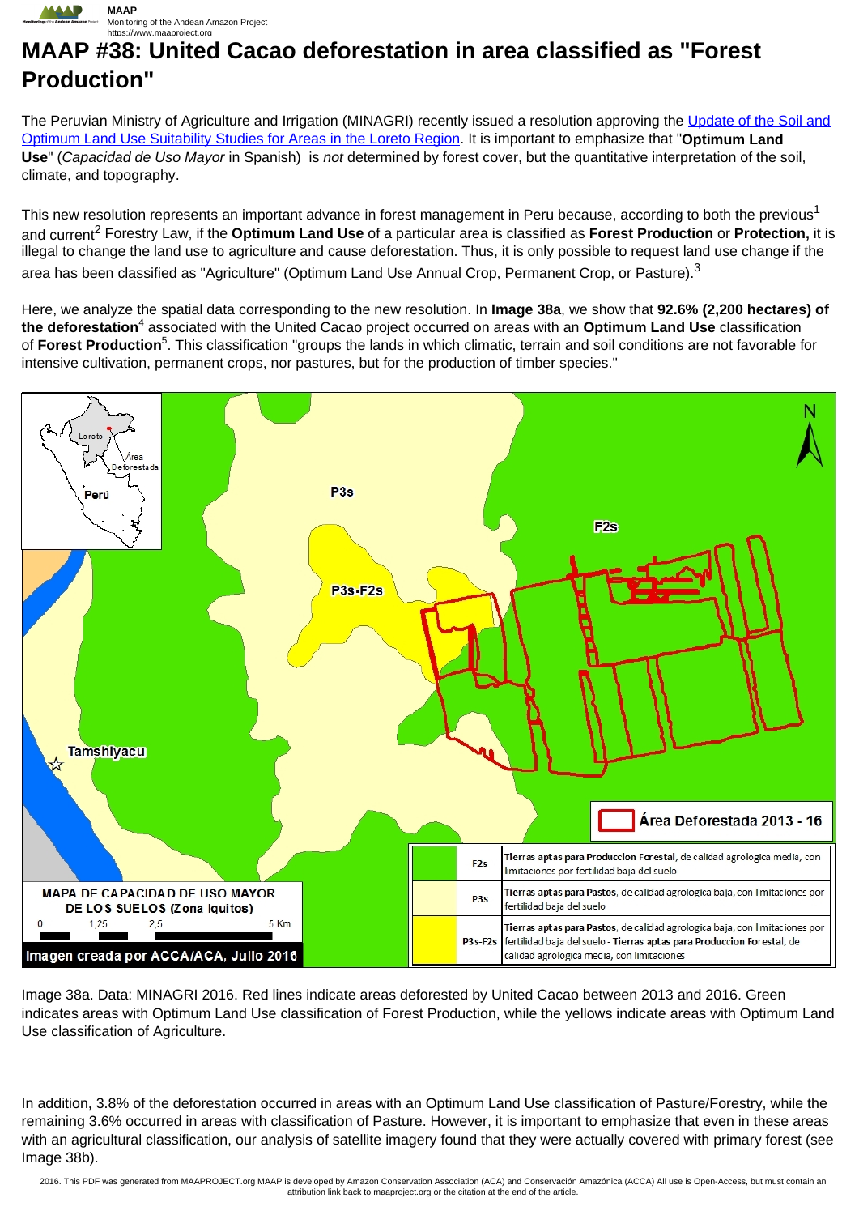// Hybrid OCR Reasoning: The page contains a map image but no images were detected; map text is part of the visual. Since no image ref is available, I should transcribe document text only. The map includes labels and legend; those are part of the figure. I'll omit map internal text, include caption.

# MAAP #38: United Cacao deforestation in area classified as "Forest Production"

The Peruvian Ministry of Agriculture and Irrigation (MINAGRI) recently issued a resolution approving the [Update of the Soil and Optimum Land Use Suitability Studies for Areas in the Loreto Region](). It is important to emphasize that "**Optimum Land Use**" (*Capacidad de Uso Mayor* in Spanish) is *not* determined by forest cover, but the quantitative interpretation of the soil, climate, and topography.

This new resolution represents an important advance in forest management in Peru because, according to both the previous[1] and current[2] Forestry Law, if the **Optimum Land Use** of a particular area is classified as **Forest Production** or **Protection,** it is illegal to change the land use to agriculture and cause deforestation. Thus, it is only possible to request land use change if the area has been classified as "Agriculture" (Optimum Land Use Annual Crop, Permanent Crop, or Pasture).[3]

Here, we analyze the spatial data corresponding to the new resolution. In **Image 38a**, we show that **92.6% (2,200 hectares) of the deforestation**[4] associated with the United Cacao project occurred on areas with an **Optimum Land Use** classification of **Forest Production**[5]. This classification "groups the lands in which climatic, terrain and soil conditions are not favorable for intensive cultivation, permanent crops, nor pastures, but for the production of timber species."

Image 38a. Data: MINAGRI 2016. Red lines indicate areas deforested by United Cacao between 2013 and 2016. Green indicates areas with Optimum Land Use classification of Forest Production, while the yellows indicate areas with Optimum Land Use classification of Agriculture.

In addition, 3.8% of the deforestation occurred in areas with an Optimum Land Use classification of Pasture/Forestry, while the remaining 3.6% occurred in areas with classification of Pasture. However, it is important to emphasize that even in these areas with an agricultural classification, our analysis of satellite imagery found that they were actually covered with primary forest (see Image 38b).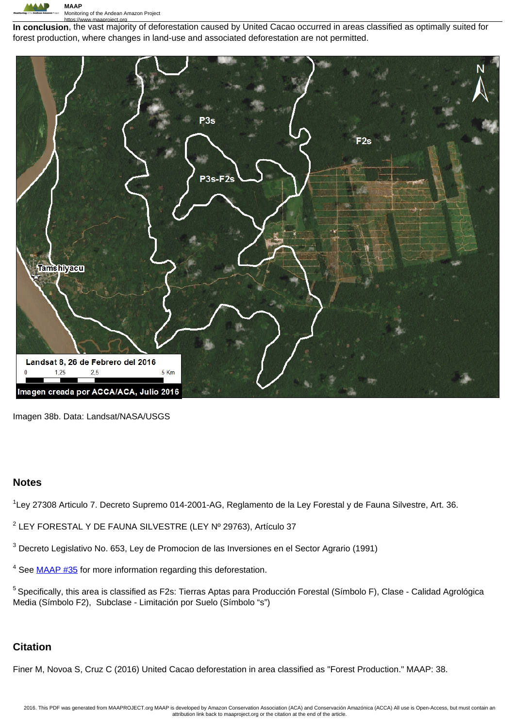**In conclusion**, the vast majority of deforestation caused by United Cacao occurred in areas classified as optimally suited for forest production, where changes in land-use and associated deforestation are not permitted.

Imagen 38b. Data: Landsat/NASA/USGS

## Notes

[1]Ley 27308 Articulo 7. Decreto Supremo 014-2001-AG, Reglamento de la Ley Forestal y de Fauna Silvestre, Art. 36.

[2] LEY FORESTAL Y DE FAUNA SILVESTRE (LEY Nº 29763), Artículo 37

[3] Decreto Legislativo No. 653, Ley de Promocion de las Inversiones en el Sector Agrario (1991)

[4] See MAAP #35 for more information regarding this deforestation.

[5] Specifically, this area is classified as F2s: Tierras Aptas para Producción Forestal (Símbolo F), Clase - Calidad Agrológica Media (Símbolo F2), Subclase - Limitación por Suelo (Símbolo "s")

## Citation

Finer M, Novoa S, Cruz C (2016) United Cacao deforestation in area classified as "Forest Production." MAAP: 38.